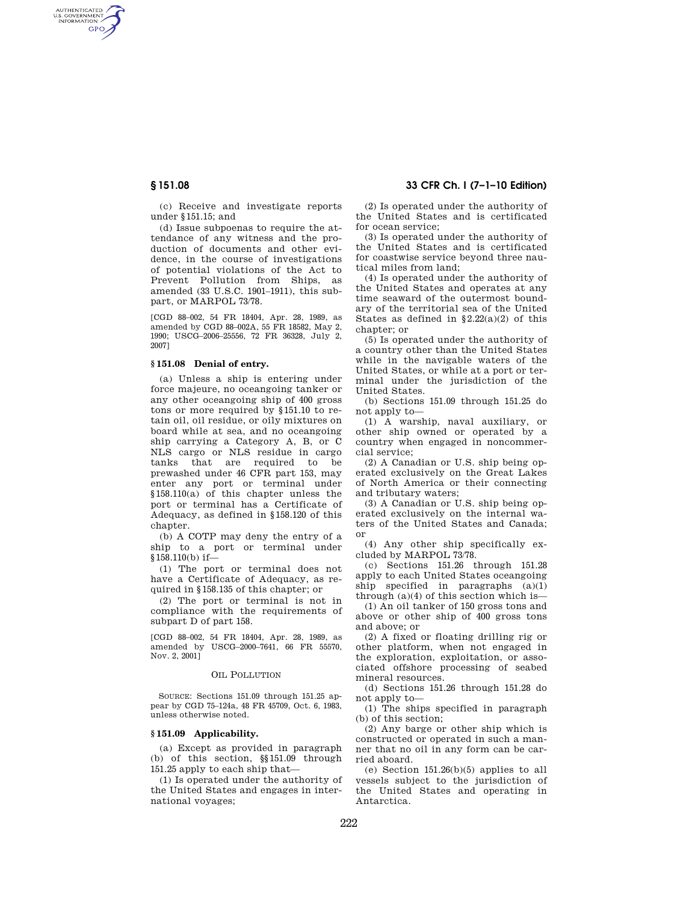(c) Receive and investigate reports under §151.15; and

(d) Issue subpoenas to require the attendance of any witness and the production of documents and other evidence, in the course of investigations of potential violations of the Act to Prevent Pollution from Ships, as amended (33 U.S.C. 1901–1911), this subpart, or MARPOL 73/78.

[CGD 88–002, 54 FR 18404, Apr. 28, 1989, as amended by CGD 88–002A, 55 FR 18582, May 2, 1990; USCG–2006–25556, 72 FR 36328, July 2, 2007]

### § 151.08 Denial of entry.

(a) Unless a ship is entering under force majeure, no oceangoing tanker or any other oceangoing ship of 400 gross tons or more required by §151.10 to retain oil, oil residue, or oily mixtures on board while at sea, and no oceangoing ship carrying a Category A, B, or C NLS cargo or NLS residue in cargo tanks that are required to be prewashed under 46 CFR part 153, may enter any port or terminal under §158.110(a) of this chapter unless the port or terminal has a Certificate of Adequacy, as defined in §158.120 of this chapter.

(b) A COTP may deny the entry of a ship to a port or terminal under §158.110(b) if—

(1) The port or terminal does not have a Certificate of Adequacy, as required in §158.135 of this chapter; or

(2) The port or terminal is not in compliance with the requirements of subpart D of part 158.

[CGD 88–002, 54 FR 18404, Apr. 28, 1989, as amended by USCG–2000–7641, 66 FR 55570, Nov. 2, 2001]

## Oil Pollution

Source: Sections 151.09 through 151.25 appear by CGD 75–124a, 48 FR 45709, Oct. 6, 1983, unless otherwise noted.

### § 151.09 Applicability.

(a) Except as provided in paragraph (b) of this section, §§151.09 through 151.25 apply to each ship that—

(1) Is operated under the authority of the United States and engages in international voyages;

(2) Is operated under the authority of the United States and is certificated for ocean service;

(3) Is operated under the authority of the United States and is certificated for coastwise service beyond three nautical miles from land;

(4) Is operated under the authority of the United States and operates at any time seaward of the outermost boundary of the territorial sea of the United States as defined in §2.22(a)(2) of this chapter; or

(5) Is operated under the authority of a country other than the United States while in the navigable waters of the United States, or while at a port or terminal under the jurisdiction of the United States.

(b) Sections 151.09 through 151.25 do not apply to—

(1) A warship, naval auxiliary, or other ship owned or operated by a country when engaged in noncommercial service;

(2) A Canadian or U.S. ship being operated exclusively on the Great Lakes of North America or their connecting and tributary waters;

(3) A Canadian or U.S. ship being operated exclusively on the internal waters of the United States and Canada; or

(4) Any other ship specifically excluded by MARPOL 73/78.

(c) Sections 151.26 through 151.28 apply to each United States oceangoing ship specified in paragraphs (a)(1) through (a)(4) of this section which is—

(1) An oil tanker of 150 gross tons and above or other ship of 400 gross tons and above; or

(2) A fixed or floating drilling rig or other platform, when not engaged in the exploration, exploitation, or associated offshore processing of seabed mineral resources.

(d) Sections 151.26 through 151.28 do not apply to—

(1) The ships specified in paragraph (b) of this section;

(2) Any barge or other ship which is constructed or operated in such a manner that no oil in any form can be carried aboard.

(e) Section 151.26(b)(5) applies to all vessels subject to the jurisdiction of the United States and operating in Antarctica.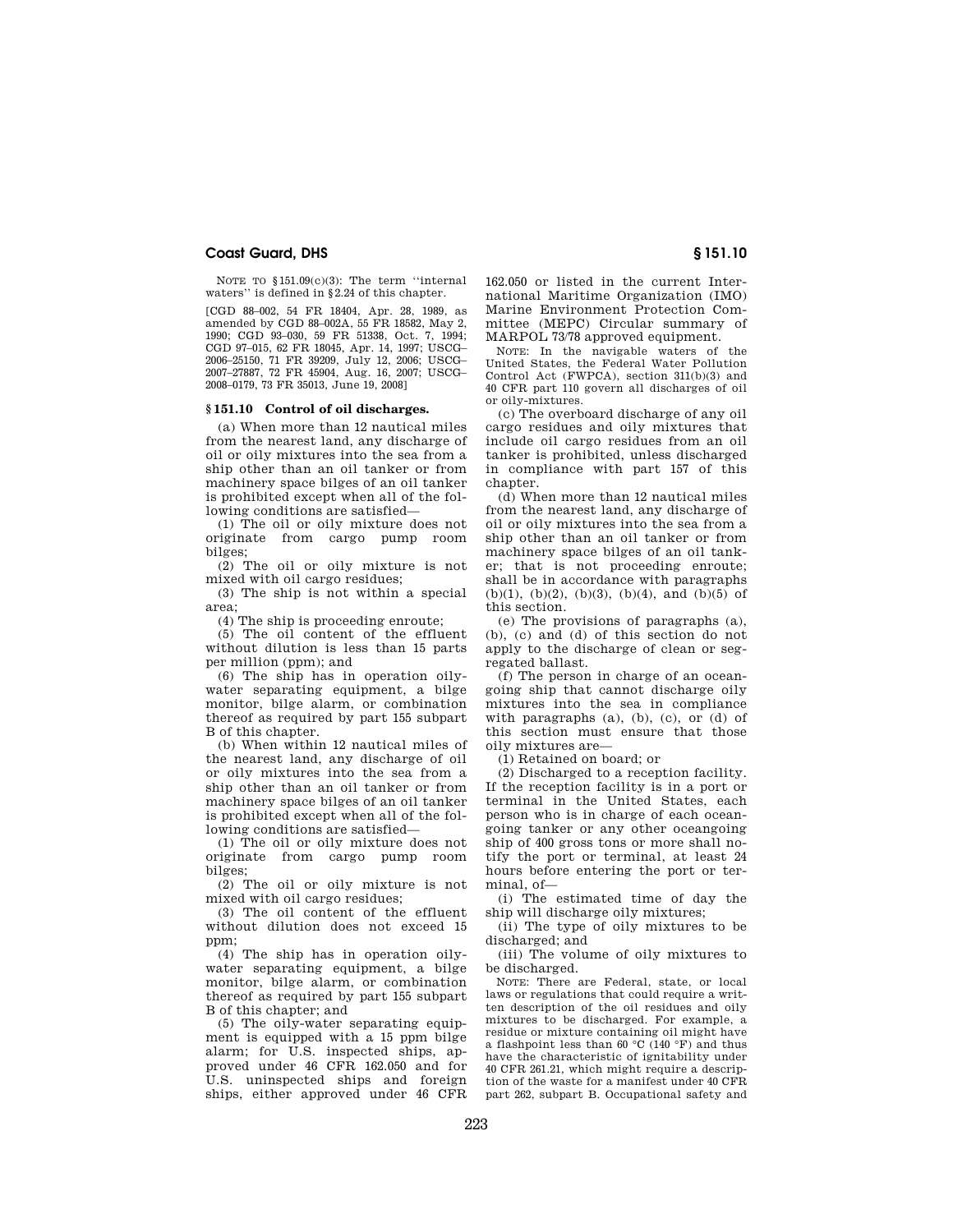NOTE TO §151.09(c)(3): The term ''internal waters'' is defined in §2.24 of this chapter.

[CGD 88–002, 54 FR 18404, Apr. 28, 1989, as amended by CGD 88–002A, 55 FR 18582, May 2, 1990; CGD 93–030, 59 FR 51338, Oct. 7, 1994; CGD 97–015, 62 FR 18045, Apr. 14, 1997; USCG–2006–25150, 71 FR 39209, July 12, 2006; USCG–2007–27887, 72 FR 45904, Aug. 16, 2007; USCG–2008–0179, 73 FR 35013, June 19, 2008]

## § 151.10 Control of oil discharges.

(a) When more than 12 nautical miles from the nearest land, any discharge of oil or oily mixtures into the sea from a ship other than an oil tanker or from machinery space bilges of an oil tanker is prohibited except when all of the following conditions are satisfied—

(1) The oil or oily mixture does not originate from cargo pump room bilges;

(2) The oil or oily mixture is not mixed with oil cargo residues;

(3) The ship is not within a special area;

(4) The ship is proceeding enroute;

(5) The oil content of the effluent without dilution is less than 15 parts per million (ppm); and

(6) The ship has in operation oily-water separating equipment, a bilge monitor, bilge alarm, or combination thereof as required by part 155 subpart B of this chapter.

(b) When within 12 nautical miles of the nearest land, any discharge of oil or oily mixtures into the sea from a ship other than an oil tanker or from machinery space bilges of an oil tanker is prohibited except when all of the following conditions are satisfied—

(1) The oil or oily mixture does not originate from cargo pump room bilges;

(2) The oil or oily mixture is not mixed with oil cargo residues;

(3) The oil content of the effluent without dilution does not exceed 15 ppm;

(4) The ship has in operation oily-water separating equipment, a bilge monitor, bilge alarm, or combination thereof as required by part 155 subpart B of this chapter; and

(5) The oily-water separating equipment is equipped with a 15 ppm bilge alarm; for U.S. inspected ships, approved under 46 CFR 162.050 and for U.S. uninspected ships and foreign ships, either approved under 46 CFR 162.050 or listed in the current International Maritime Organization (IMO) Marine Environment Protection Committee (MEPC) Circular summary of MARPOL 73/78 approved equipment.

NOTE: In the navigable waters of the United States, the Federal Water Pollution Control Act (FWPCA), section 311(b)(3) and 40 CFR part 110 govern all discharges of oil or oily-mixtures.

(c) The overboard discharge of any oil cargo residues and oily mixtures that include oil cargo residues from an oil tanker is prohibited, unless discharged in compliance with part 157 of this chapter.

(d) When more than 12 nautical miles from the nearest land, any discharge of oil or oily mixtures into the sea from a ship other than an oil tanker or from machinery space bilges of an oil tanker; that is not proceeding enroute; shall be in accordance with paragraphs (b)(1), (b)(2), (b)(3), (b)(4), and (b)(5) of this section.

(e) The provisions of paragraphs (a), (b), (c) and (d) of this section do not apply to the discharge of clean or segregated ballast.

(f) The person in charge of an oceangoing ship that cannot discharge oily mixtures into the sea in compliance with paragraphs (a), (b), (c), or (d) of this section must ensure that those oily mixtures are—

(1) Retained on board; or

(2) Discharged to a reception facility. If the reception facility is in a port or terminal in the United States, each person who is in charge of each oceangoing tanker or any other oceangoing ship of 400 gross tons or more shall notify the port or terminal, at least 24 hours before entering the port or terminal, of—

(i) The estimated time of day the ship will discharge oily mixtures;

(ii) The type of oily mixtures to be discharged; and

(iii) The volume of oily mixtures to be discharged.

NOTE: There are Federal, state, or local laws or regulations that could require a written description of the oil residues and oily mixtures to be discharged. For example, a residue or mixture containing oil might have a flashpoint less than 60 °C (140 °F) and thus have the characteristic of ignitability under 40 CFR 261.21, which might require a description of the waste for a manifest under 40 CFR part 262, subpart B. Occupational safety and